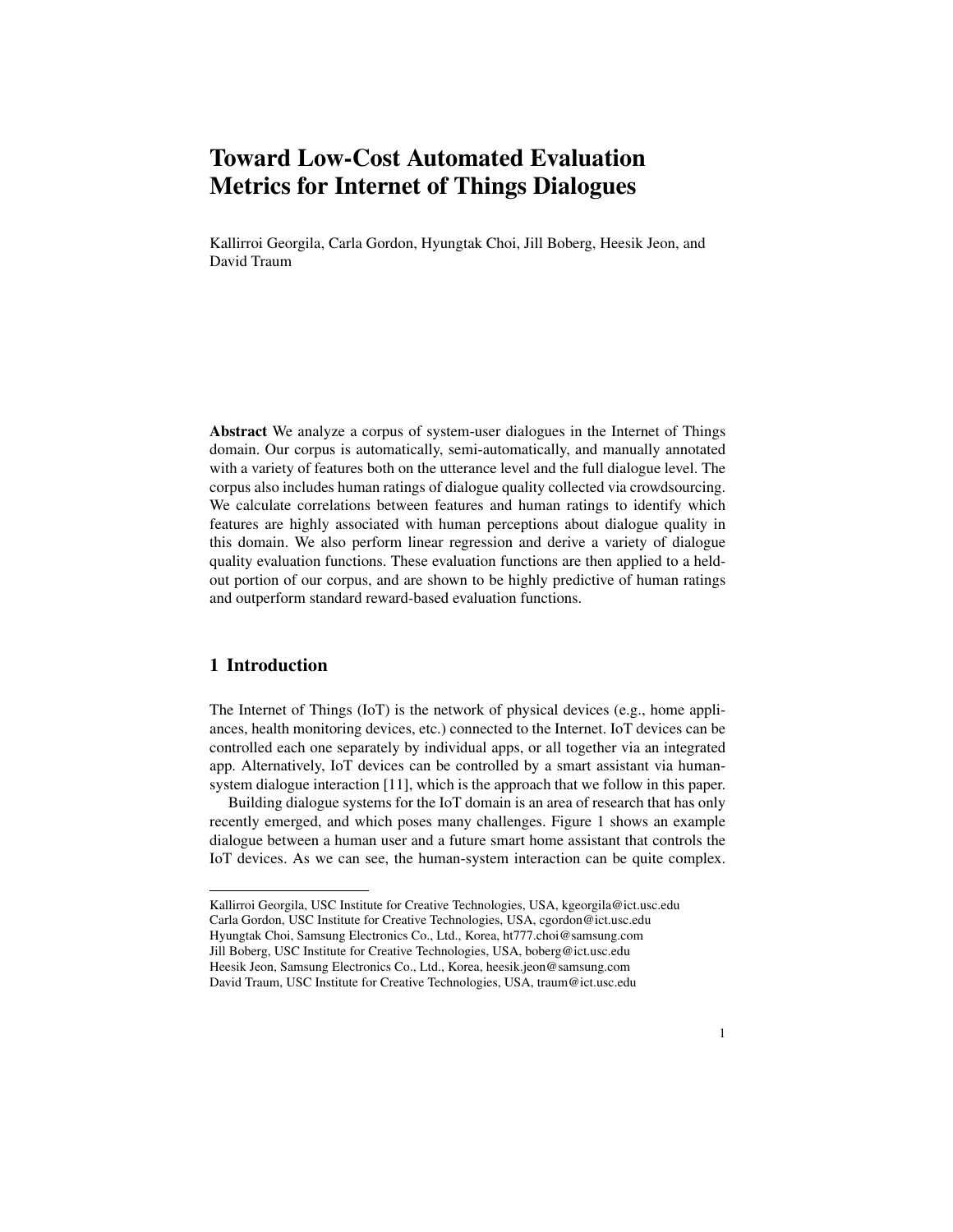# Toward Low-Cost Automated Evaluation Metrics for Internet of Things Dialogues

Kallirroi Georgila, Carla Gordon, Hyungtak Choi, Jill Boberg, Heesik Jeon, and David Traum

**Abstract** We analyze a corpus of system-user dialogues in the Internet of Things domain. Our corpus is automatically, semi-automatically, and manually annotated with a variety of features both on the utterance level and the full dialogue level. The corpus also includes human ratings of dialogue quality collected via crowdsourcing. We calculate correlations between features and human ratings to identify which features are highly associated with human perceptions about dialogue quality in this domain. We also perform linear regression and derive a variety of dialogue quality evaluation functions. These evaluation functions are then applied to a held-out portion of our corpus, and are shown to be highly predictive of human ratings and outperform standard reward-based evaluation functions.

## 1 Introduction

The Internet of Things (IoT) is the network of physical devices (e.g., home appliances, health monitoring devices, etc.) connected to the Internet. IoT devices can be controlled each one separately by individual apps, or all together via an integrated app. Alternatively, IoT devices can be controlled by a smart assistant via human-system dialogue interaction [11], which is the approach that we follow in this paper.

Building dialogue systems for the IoT domain is an area of research that has only recently emerged, and which poses many challenges. Figure 1 shows an example dialogue between a human user and a future smart home assistant that controls the IoT devices. As we can see, the human-system interaction can be quite complex.

---

Kallirroi Georgila, USC Institute for Creative Technologies, USA, kgeorgila@ict.usc.edu
Carla Gordon, USC Institute for Creative Technologies, USA, cgordon@ict.usc.edu
Hyungtak Choi, Samsung Electronics Co., Ltd., Korea, ht777.choi@samsung.com
Jill Boberg, USC Institute for Creative Technologies, USA, boberg@ict.usc.edu
Heesik Jeon, Samsung Electronics Co., Ltd., Korea, heesik.jeon@samsung.com
David Traum, USC Institute for Creative Technologies, USA, traum@ict.usc.edu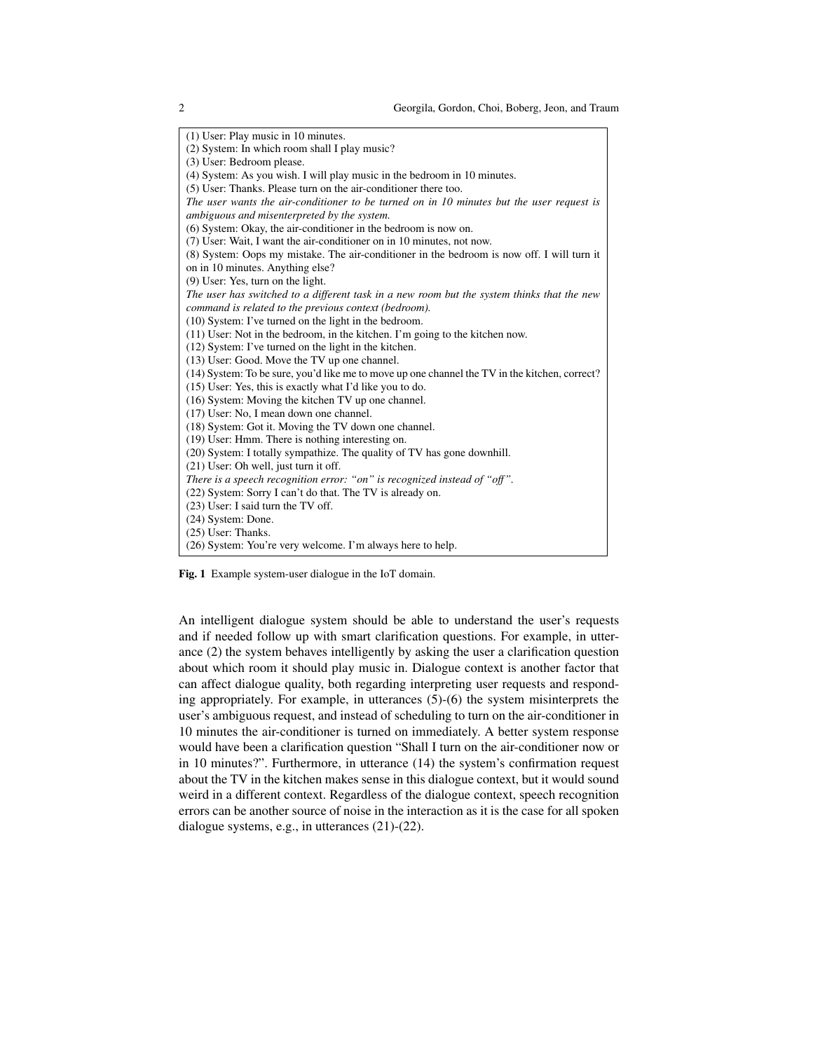(1) User: Play music in 10 minutes.
(2) System: In which room shall I play music?
(3) User: Bedroom please.
(4) System: As you wish. I will play music in the bedroom in 10 minutes.
(5) User: Thanks. Please turn on the air-conditioner there too.
*The user wants the air-conditioner to be turned on in 10 minutes but the user request is ambiguous and misenterpreted by the system.*
(6) System: Okay, the air-conditioner in the bedroom is now on.
(7) User: Wait, I want the air-conditioner on in 10 minutes, not now.
(8) System: Oops my mistake. The air-conditioner in the bedroom is now off. I will turn it on in 10 minutes. Anything else?
(9) User: Yes, turn on the light.
*The user has switched to a different task in a new room but the system thinks that the new command is related to the previous context (bedroom).*
(10) System: I've turned on the light in the bedroom.
(11) User: Not in the bedroom, in the kitchen. I'm going to the kitchen now.
(12) System: I've turned on the light in the kitchen.
(13) User: Good. Move the TV up one channel.
(14) System: To be sure, you'd like me to move up one channel the TV in the kitchen, correct?
(15) User: Yes, this is exactly what I'd like you to do.
(16) System: Moving the kitchen TV up one channel.
(17) User: No, I mean down one channel.
(18) System: Got it. Moving the TV down one channel.
(19) User: Hmm. There is nothing interesting on.
(20) System: I totally sympathize. The quality of TV has gone downhill.
(21) User: Oh well, just turn it off.
*There is a speech recognition error: "on" is recognized instead of "off".*
(22) System: Sorry I can't do that. The TV is already on.
(23) User: I said turn the TV off.
(24) System: Done.
(25) User: Thanks.
(26) System: You're very welcome. I'm always here to help.

**Fig. 1** Example system-user dialogue in the IoT domain.

An intelligent dialogue system should be able to understand the user's requests and if needed follow up with smart clarification questions. For example, in utterance (2) the system behaves intelligently by asking the user a clarification question about which room it should play music in. Dialogue context is another factor that can affect dialogue quality, both regarding interpreting user requests and responding appropriately. For example, in utterances (5)-(6) the system misinterprets the user's ambiguous request, and instead of scheduling to turn on the air-conditioner in 10 minutes the air-conditioner is turned on immediately. A better system response would have been a clarification question "Shall I turn on the air-conditioner now or in 10 minutes?". Furthermore, in utterance (14) the system's confirmation request about the TV in the kitchen makes sense in this dialogue context, but it would sound weird in a different context. Regardless of the dialogue context, speech recognition errors can be another source of noise in the interaction as it is the case for all spoken dialogue systems, e.g., in utterances (21)-(22).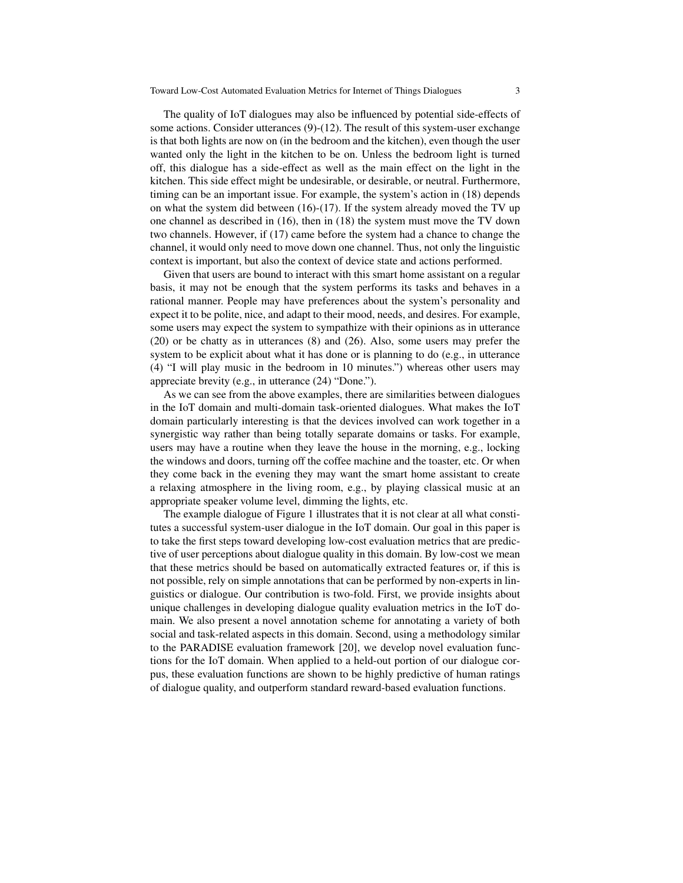The quality of IoT dialogues may also be influenced by potential side-effects of some actions. Consider utterances (9)-(12). The result of this system-user exchange is that both lights are now on (in the bedroom and the kitchen), even though the user wanted only the light in the kitchen to be on. Unless the bedroom light is turned off, this dialogue has a side-effect as well as the main effect on the light in the kitchen. This side effect might be undesirable, or desirable, or neutral. Furthermore, timing can be an important issue. For example, the system's action in (18) depends on what the system did between (16)-(17). If the system already moved the TV up one channel as described in (16), then in (18) the system must move the TV down two channels. However, if (17) came before the system had a chance to change the channel, it would only need to move down one channel. Thus, not only the linguistic context is important, but also the context of device state and actions performed.

Given that users are bound to interact with this smart home assistant on a regular basis, it may not be enough that the system performs its tasks and behaves in a rational manner. People may have preferences about the system's personality and expect it to be polite, nice, and adapt to their mood, needs, and desires. For example, some users may expect the system to sympathize with their opinions as in utterance (20) or be chatty as in utterances (8) and (26). Also, some users may prefer the system to be explicit about what it has done or is planning to do (e.g., in utterance (4) "I will play music in the bedroom in 10 minutes.") whereas other users may appreciate brevity (e.g., in utterance (24) "Done.").

As we can see from the above examples, there are similarities between dialogues in the IoT domain and multi-domain task-oriented dialogues. What makes the IoT domain particularly interesting is that the devices involved can work together in a synergistic way rather than being totally separate domains or tasks. For example, users may have a routine when they leave the house in the morning, e.g., locking the windows and doors, turning off the coffee machine and the toaster, etc. Or when they come back in the evening they may want the smart home assistant to create a relaxing atmosphere in the living room, e.g., by playing classical music at an appropriate speaker volume level, dimming the lights, etc.

The example dialogue of Figure 1 illustrates that it is not clear at all what constitutes a successful system-user dialogue in the IoT domain. Our goal in this paper is to take the first steps toward developing low-cost evaluation metrics that are predictive of user perceptions about dialogue quality in this domain. By low-cost we mean that these metrics should be based on automatically extracted features or, if this is not possible, rely on simple annotations that can be performed by non-experts in linguistics or dialogue. Our contribution is two-fold. First, we provide insights about unique challenges in developing dialogue quality evaluation metrics in the IoT domain. We also present a novel annotation scheme for annotating a variety of both social and task-related aspects in this domain. Second, using a methodology similar to the PARADISE evaluation framework [20], we develop novel evaluation functions for the IoT domain. When applied to a held-out portion of our dialogue corpus, these evaluation functions are shown to be highly predictive of human ratings of dialogue quality, and outperform standard reward-based evaluation functions.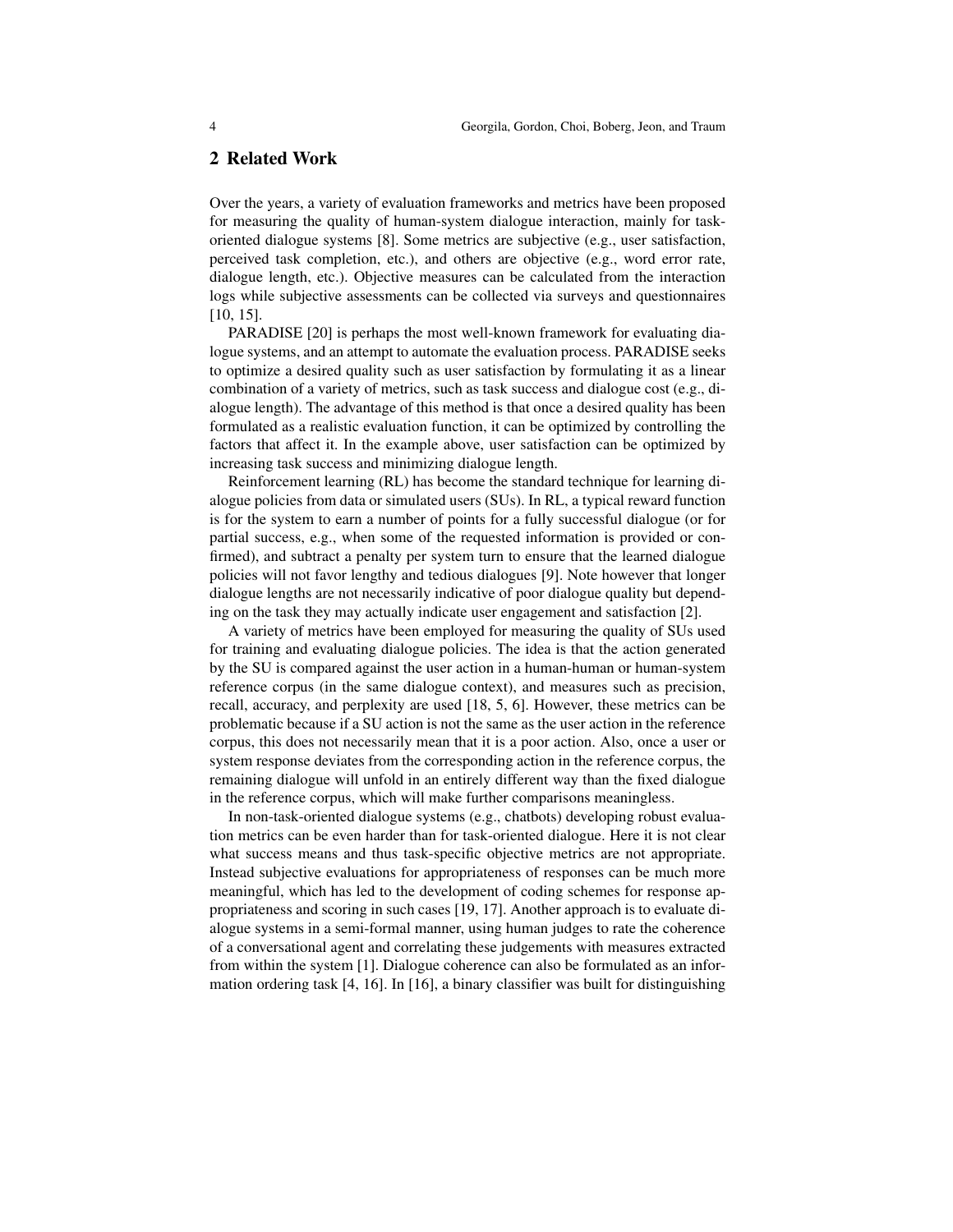## 2 Related Work

Over the years, a variety of evaluation frameworks and metrics have been proposed for measuring the quality of human-system dialogue interaction, mainly for task-oriented dialogue systems [8]. Some metrics are subjective (e.g., user satisfaction, perceived task completion, etc.), and others are objective (e.g., word error rate, dialogue length, etc.). Objective measures can be calculated from the interaction logs while subjective assessments can be collected via surveys and questionnaires [10, 15].

PARADISE [20] is perhaps the most well-known framework for evaluating dialogue systems, and an attempt to automate the evaluation process. PARADISE seeks to optimize a desired quality such as user satisfaction by formulating it as a linear combination of a variety of metrics, such as task success and dialogue cost (e.g., dialogue length). The advantage of this method is that once a desired quality has been formulated as a realistic evaluation function, it can be optimized by controlling the factors that affect it. In the example above, user satisfaction can be optimized by increasing task success and minimizing dialogue length.

Reinforcement learning (RL) has become the standard technique for learning dialogue policies from data or simulated users (SUs). In RL, a typical reward function is for the system to earn a number of points for a fully successful dialogue (or for partial success, e.g., when some of the requested information is provided or confirmed), and subtract a penalty per system turn to ensure that the learned dialogue policies will not favor lengthy and tedious dialogues [9]. Note however that longer dialogue lengths are not necessarily indicative of poor dialogue quality but depending on the task they may actually indicate user engagement and satisfaction [2].

A variety of metrics have been employed for measuring the quality of SUs used for training and evaluating dialogue policies. The idea is that the action generated by the SU is compared against the user action in a human-human or human-system reference corpus (in the same dialogue context), and measures such as precision, recall, accuracy, and perplexity are used [18, 5, 6]. However, these metrics can be problematic because if a SU action is not the same as the user action in the reference corpus, this does not necessarily mean that it is a poor action. Also, once a user or system response deviates from the corresponding action in the reference corpus, the remaining dialogue will unfold in an entirely different way than the fixed dialogue in the reference corpus, which will make further comparisons meaningless.

In non-task-oriented dialogue systems (e.g., chatbots) developing robust evaluation metrics can be even harder than for task-oriented dialogue. Here it is not clear what success means and thus task-specific objective metrics are not appropriate. Instead subjective evaluations for appropriateness of responses can be much more meaningful, which has led to the development of coding schemes for response appropriateness and scoring in such cases [19, 17]. Another approach is to evaluate dialogue systems in a semi-formal manner, using human judges to rate the coherence of a conversational agent and correlating these judgements with measures extracted from within the system [1]. Dialogue coherence can also be formulated as an information ordering task [4, 16]. In [16], a binary classifier was built for distinguishing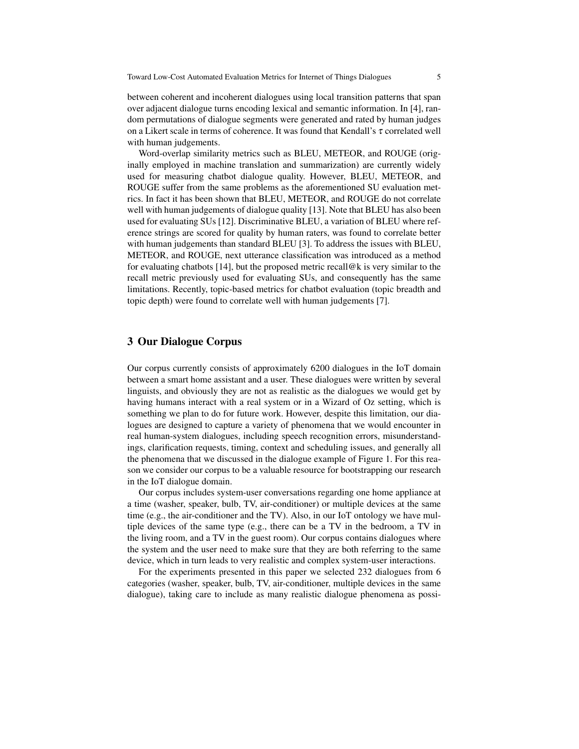between coherent and incoherent dialogues using local transition patterns that span over adjacent dialogue turns encoding lexical and semantic information. In [4], random permutations of dialogue segments were generated and rated by human judges on a Likert scale in terms of coherence. It was found that Kendall's $\tau$ correlated well with human judgements.

Word-overlap similarity metrics such as BLEU, METEOR, and ROUGE (originally employed in machine translation and summarization) are currently widely used for measuring chatbot dialogue quality. However, BLEU, METEOR, and ROUGE suffer from the same problems as the aforementioned SU evaluation metrics. In fact it has been shown that BLEU, METEOR, and ROUGE do not correlate well with human judgements of dialogue quality [13]. Note that BLEU has also been used for evaluating SUs [12]. Discriminative BLEU, a variation of BLEU where reference strings are scored for quality by human raters, was found to correlate better with human judgements than standard BLEU [3]. To address the issues with BLEU, METEOR, and ROUGE, next utterance classification was introduced as a method for evaluating chatbots [14], but the proposed metric recall@k is very similar to the recall metric previously used for evaluating SUs, and consequently has the same limitations. Recently, topic-based metrics for chatbot evaluation (topic breadth and topic depth) were found to correlate well with human judgements [7].

## 3 Our Dialogue Corpus

Our corpus currently consists of approximately 6200 dialogues in the IoT domain between a smart home assistant and a user. These dialogues were written by several linguists, and obviously they are not as realistic as the dialogues we would get by having humans interact with a real system or in a Wizard of Oz setting, which is something we plan to do for future work. However, despite this limitation, our dialogues are designed to capture a variety of phenomena that we would encounter in real human-system dialogues, including speech recognition errors, misunderstandings, clarification requests, timing, context and scheduling issues, and generally all the phenomena that we discussed in the dialogue example of Figure 1. For this reason we consider our corpus to be a valuable resource for bootstrapping our research in the IoT dialogue domain.

Our corpus includes system-user conversations regarding one home appliance at a time (washer, speaker, bulb, TV, air-conditioner) or multiple devices at the same time (e.g., the air-conditioner and the TV). Also, in our IoT ontology we have multiple devices of the same type (e.g., there can be a TV in the bedroom, a TV in the living room, and a TV in the guest room). Our corpus contains dialogues where the system and the user need to make sure that they are both referring to the same device, which in turn leads to very realistic and complex system-user interactions.

For the experiments presented in this paper we selected 232 dialogues from 6 categories (washer, speaker, bulb, TV, air-conditioner, multiple devices in the same dialogue), taking care to include as many realistic dialogue phenomena as possi-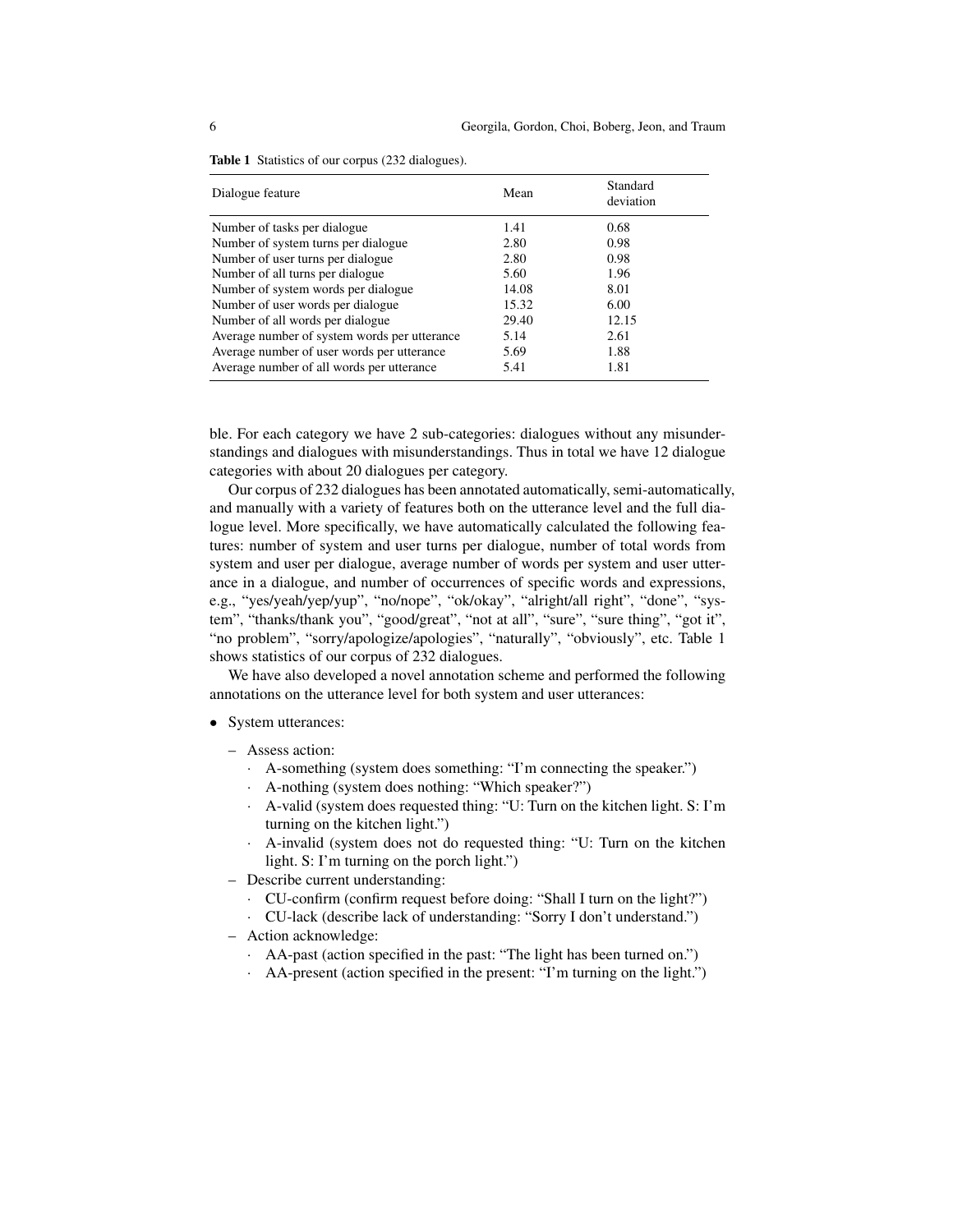**Table 1** Statistics of our corpus (232 dialogues).

| Dialogue feature | Mean | Standard deviation |
|---|---|---|
| Number of tasks per dialogue | 1.41 | 0.68 |
| Number of system turns per dialogue | 2.80 | 0.98 |
| Number of user turns per dialogue | 2.80 | 0.98 |
| Number of all turns per dialogue | 5.60 | 1.96 |
| Number of system words per dialogue | 14.08 | 8.01 |
| Number of user words per dialogue | 15.32 | 6.00 |
| Number of all words per dialogue | 29.40 | 12.15 |
| Average number of system words per utterance | 5.14 | 2.61 |
| Average number of user words per utterance | 5.69 | 1.88 |
| Average number of all words per utterance | 5.41 | 1.81 |

ble. For each category we have 2 sub-categories: dialogues without any misunderstandings and dialogues with misunderstandings. Thus in total we have 12 dialogue categories with about 20 dialogues per category.

Our corpus of 232 dialogues has been annotated automatically, semi-automatically, and manually with a variety of features both on the utterance level and the full dialogue level. More specifically, we have automatically calculated the following features: number of system and user turns per dialogue, number of total words from system and user per dialogue, average number of words per system and user utterance in a dialogue, and number of occurrences of specific words and expressions, e.g., "yes/yeah/yep/yup", "no/nope", "ok/okay", "alright/all right", "done", "system", "thanks/thank you", "good/great", "not at all", "sure", "sure thing", "got it", "no problem", "sorry/apologize/apologies", "naturally", "obviously", etc. Table 1 shows statistics of our corpus of 232 dialogues.

We have also developed a novel annotation scheme and performed the following annotations on the utterance level for both system and user utterances:

- System utterances:
  - Assess action:
    - A-something (system does something: "I'm connecting the speaker.")
    - A-nothing (system does nothing: "Which speaker?")
    - A-valid (system does requested thing: "U: Turn on the kitchen light. S: I'm turning on the kitchen light.")
    - A-invalid (system does not do requested thing: "U: Turn on the kitchen light. S: I'm turning on the porch light.")
  - Describe current understanding:
    - CU-confirm (confirm request before doing: "Shall I turn on the light?")
    - CU-lack (describe lack of understanding: "Sorry I don't understand.")
  - Action acknowledge:
    - AA-past (action specified in the past: "The light has been turned on.")
    - AA-present (action specified in the present: "I'm turning on the light.")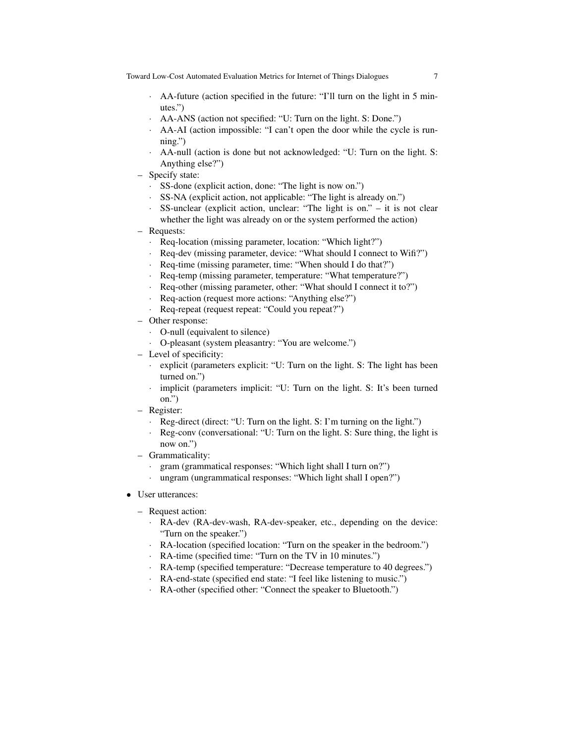- AA-future (action specified in the future: “I’ll turn on the light in 5 minutes.”)
    - AA-ANS (action not specified: “U: Turn on the light. S: Done.”)
    - AA-AI (action impossible: “I can’t open the door while the cycle is running.”)
    - AA-null (action is done but not acknowledged: “U: Turn on the light. S: Anything else?”)
  - Specify state:
    - SS-done (explicit action, done: “The light is now on.”)
    - SS-NA (explicit action, not applicable: “The light is already on.”)
    - SS-unclear (explicit action, unclear: “The light is on.” – it is not clear whether the light was already on or the system performed the action)
  - Requests:
    - Req-location (missing parameter, location: “Which light?”)
    - Req-dev (missing parameter, device: “What should I connect to Wifi?”)
    - Req-time (missing parameter, time: “When should I do that?”)
    - Req-temp (missing parameter, temperature: “What temperature?”)
    - Req-other (missing parameter, other: “What should I connect it to?”)
    - Req-action (request more actions: “Anything else?”)
    - Req-repeat (request repeat: “Could you repeat?”)
  - Other response:
    - O-null (equivalent to silence)
    - O-pleasant (system pleasantry: “You are welcome.”)
  - Level of specificity:
    - explicit (parameters explicit: “U: Turn on the light. S: The light has been turned on.”)
    - implicit (parameters implicit: “U: Turn on the light. S: It’s been turned on.”)
  - Register:
    - Reg-direct (direct: “U: Turn on the light. S: I’m turning on the light.”)
    - Reg-conv (conversational: “U: Turn on the light. S: Sure thing, the light is now on.”)
  - Grammaticality:
    - gram (grammatical responses: “Which light shall I turn on?”)
    - ungram (ungrammatical responses: “Which light shall I open?”)

- User utterances:
  - Request action:
    - RA-dev (RA-dev-wash, RA-dev-speaker, etc., depending on the device: “Turn on the speaker.”)
    - RA-location (specified location: “Turn on the speaker in the bedroom.”)
    - RA-time (specified time: “Turn on the TV in 10 minutes.”)
    - RA-temp (specified temperature: “Decrease temperature to 40 degrees.”)
    - RA-end-state (specified end state: “I feel like listening to music.”)
    - RA-other (specified other: “Connect the speaker to Bluetooth.”)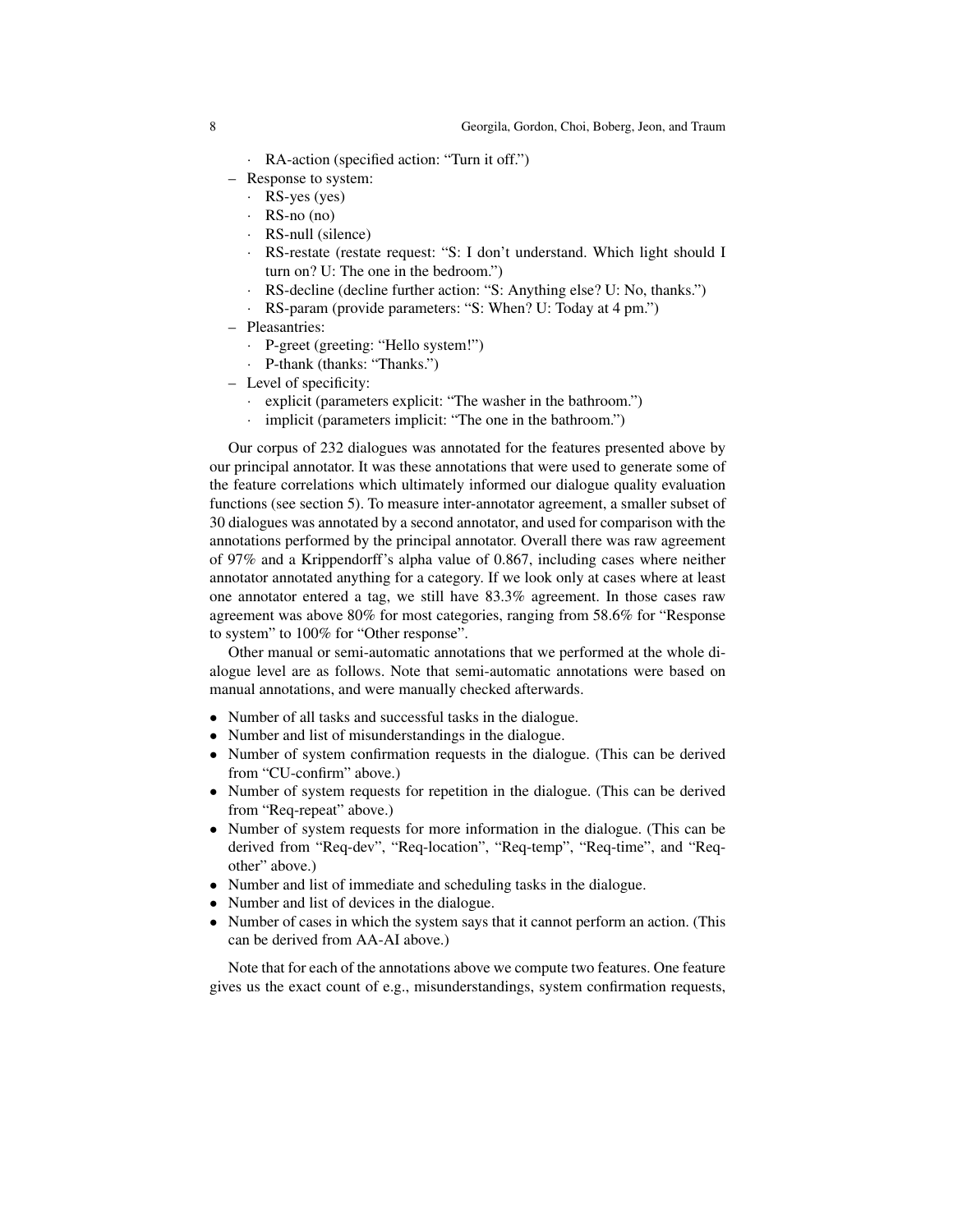- RA-action (specified action: “Turn it off.”)
- Response to system:
  - RS-yes (yes)
  - RS-no (no)
  - RS-null (silence)
  - RS-restate (restate request: “S: I don’t understand. Which light should I turn on? U: The one in the bedroom.”)
  - RS-decline (decline further action: “S: Anything else? U: No, thanks.”)
  - RS-param (provide parameters: “S: When? U: Today at 4 pm.”)
- Pleasantries:
  - P-greet (greeting: “Hello system!”)
  - P-thank (thanks: “Thanks.”)
- Level of specificity:
  - explicit (parameters explicit: “The washer in the bathroom.”)
  - implicit (parameters implicit: “The one in the bathroom.”)

Our corpus of 232 dialogues was annotated for the features presented above by our principal annotator. It was these annotations that were used to generate some of the feature correlations which ultimately informed our dialogue quality evaluation functions (see section 5). To measure inter-annotator agreement, a smaller subset of 30 dialogues was annotated by a second annotator, and used for comparison with the annotations performed by the principal annotator. Overall there was raw agreement of 97% and a Krippendorff’s alpha value of 0.867, including cases where neither annotator annotated anything for a category. If we look only at cases where at least one annotator entered a tag, we still have 83.3% agreement. In those cases raw agreement was above 80% for most categories, ranging from 58.6% for “Response to system” to 100% for “Other response”.

Other manual or semi-automatic annotations that we performed at the whole dialogue level are as follows. Note that semi-automatic annotations were based on manual annotations, and were manually checked afterwards.

- Number of all tasks and successful tasks in the dialogue.
- Number and list of misunderstandings in the dialogue.
- Number of system confirmation requests in the dialogue. (This can be derived from “CU-confirm” above.)
- Number of system requests for repetition in the dialogue. (This can be derived from “Req-repeat” above.)
- Number of system requests for more information in the dialogue. (This can be derived from “Req-dev”, “Req-location”, “Req-temp”, “Req-time”, and “Req-other” above.)
- Number and list of immediate and scheduling tasks in the dialogue.
- Number and list of devices in the dialogue.
- Number of cases in which the system says that it cannot perform an action. (This can be derived from AA-AI above.)

Note that for each of the annotations above we compute two features. One feature gives us the exact count of e.g., misunderstandings, system confirmation requests,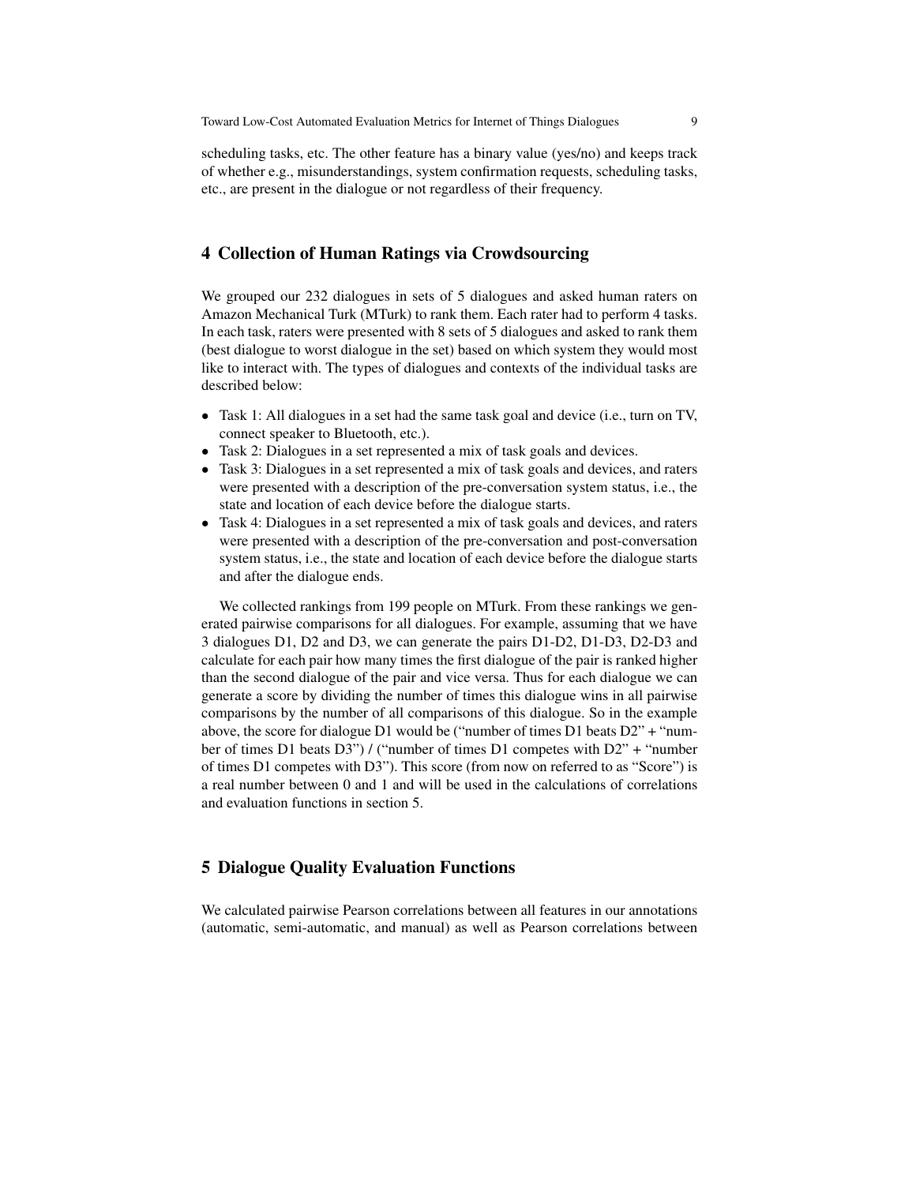scheduling tasks, etc. The other feature has a binary value (yes/no) and keeps track of whether e.g., misunderstandings, system confirmation requests, scheduling tasks, etc., are present in the dialogue or not regardless of their frequency.

## 4 Collection of Human Ratings via Crowdsourcing

We grouped our 232 dialogues in sets of 5 dialogues and asked human raters on Amazon Mechanical Turk (MTurk) to rank them. Each rater had to perform 4 tasks. In each task, raters were presented with 8 sets of 5 dialogues and asked to rank them (best dialogue to worst dialogue in the set) based on which system they would most like to interact with. The types of dialogues and contexts of the individual tasks are described below:

- Task 1: All dialogues in a set had the same task goal and device (i.e., turn on TV, connect speaker to Bluetooth, etc.).
- Task 2: Dialogues in a set represented a mix of task goals and devices.
- Task 3: Dialogues in a set represented a mix of task goals and devices, and raters were presented with a description of the pre-conversation system status, i.e., the state and location of each device before the dialogue starts.
- Task 4: Dialogues in a set represented a mix of task goals and devices, and raters were presented with a description of the pre-conversation and post-conversation system status, i.e., the state and location of each device before the dialogue starts and after the dialogue ends.

We collected rankings from 199 people on MTurk. From these rankings we generated pairwise comparisons for all dialogues. For example, assuming that we have 3 dialogues D1, D2 and D3, we can generate the pairs D1-D2, D1-D3, D2-D3 and calculate for each pair how many times the first dialogue of the pair is ranked higher than the second dialogue of the pair and vice versa. Thus for each dialogue we can generate a score by dividing the number of times this dialogue wins in all pairwise comparisons by the number of all comparisons of this dialogue. So in the example above, the score for dialogue D1 would be ("number of times D1 beats D2" + "number of times D1 beats D3") / ("number of times D1 competes with D2" + "number of times D1 competes with D3"). This score (from now on referred to as "Score") is a real number between 0 and 1 and will be used in the calculations of correlations and evaluation functions in section 5.

## 5 Dialogue Quality Evaluation Functions

We calculated pairwise Pearson correlations between all features in our annotations (automatic, semi-automatic, and manual) as well as Pearson correlations between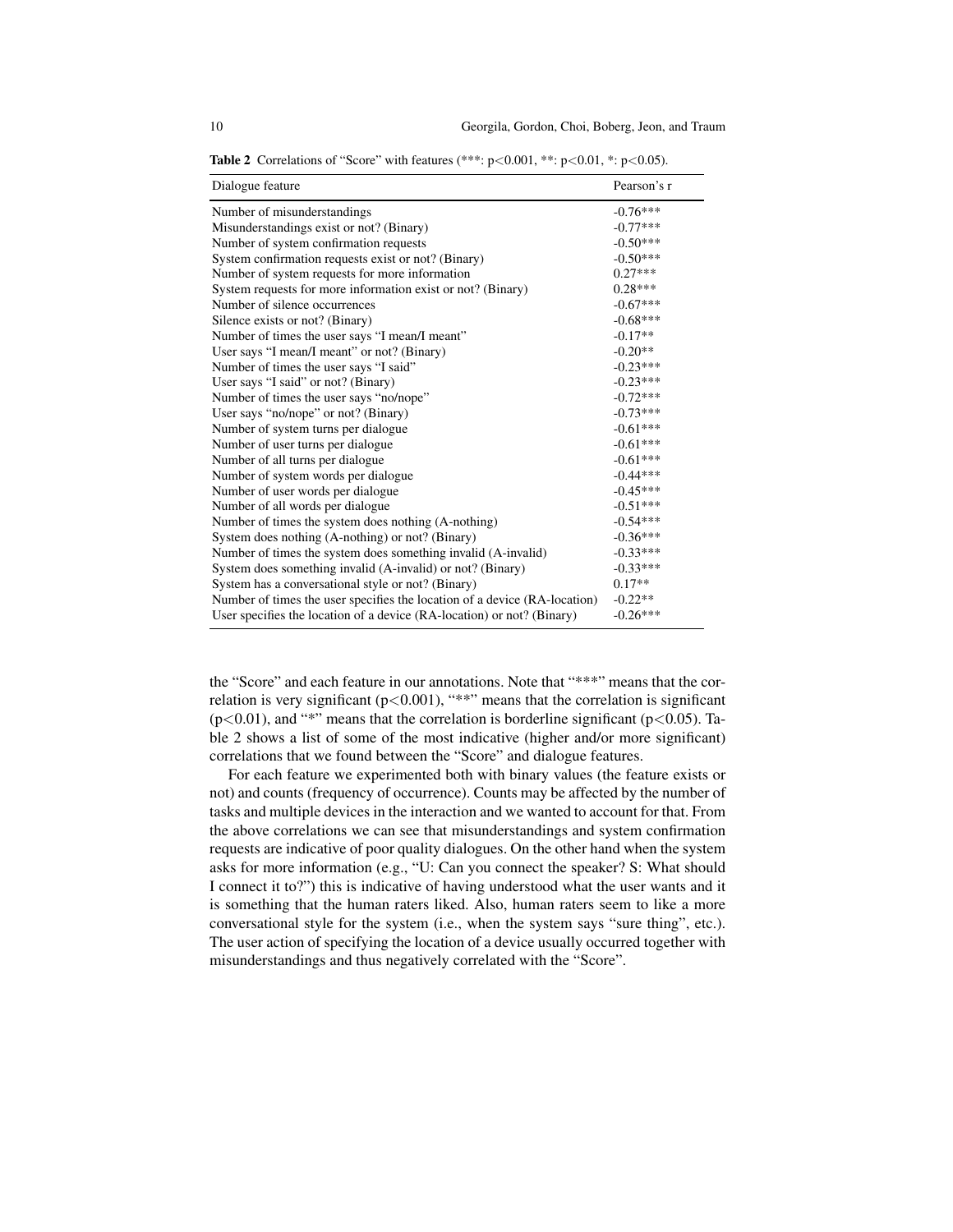**Table 2** Correlations of "Score" with features (***: $p<0.001$, **: $p<0.01$, *: $p<0.05$).

| Dialogue feature | Pearson's r |
|---|---|
| Number of misunderstandings | -0.76*** |
| Misunderstandings exist or not? (Binary) | -0.77*** |
| Number of system confirmation requests | -0.50*** |
| System confirmation requests exist or not? (Binary) | -0.50*** |
| Number of system requests for more information | 0.27*** |
| System requests for more information exist or not? (Binary) | 0.28*** |
| Number of silence occurrences | -0.67*** |
| Silence exists or not? (Binary) | -0.68*** |
| Number of times the user says "I mean/I meant" | -0.17** |
| User says "I mean/I meant" or not? (Binary) | -0.20** |
| Number of times the user says "I said" | -0.23*** |
| User says "I said" or not? (Binary) | -0.23*** |
| Number of times the user says "no/nope" | -0.72*** |
| User says "no/nope" or not? (Binary) | -0.73*** |
| Number of system turns per dialogue | -0.61*** |
| Number of user turns per dialogue | -0.61*** |
| Number of all turns per dialogue | -0.61*** |
| Number of system words per dialogue | -0.44*** |
| Number of user words per dialogue | -0.45*** |
| Number of all words per dialogue | -0.51*** |
| Number of times the system does nothing (A-nothing) | -0.54*** |
| System does nothing (A-nothing) or not? (Binary) | -0.36*** |
| Number of times the system does something invalid (A-invalid) | -0.33*** |
| System does something invalid (A-invalid) or not? (Binary) | -0.33*** |
| System has a conversational style or not? (Binary) | 0.17** |
| Number of times the user specifies the location of a device (RA-location) | -0.22** |
| User specifies the location of a device (RA-location) or not? (Binary) | -0.26*** |

the "Score" and each feature in our annotations. Note that "***" means that the correlation is very significant ($p<0.001$), "**" means that the correlation is significant ($p<0.01$), and "*" means that the correlation is borderline significant ($p<0.05$). Table 2 shows a list of some of the most indicative (higher and/or more significant) correlations that we found between the "Score" and dialogue features.

For each feature we experimented both with binary values (the feature exists or not) and counts (frequency of occurrence). Counts may be affected by the number of tasks and multiple devices in the interaction and we wanted to account for that. From the above correlations we can see that misunderstandings and system confirmation requests are indicative of poor quality dialogues. On the other hand when the system asks for more information (e.g., "U: Can you connect the speaker? S: What should I connect it to?") this is indicative of having understood what the user wants and it is something that the human raters liked. Also, human raters seem to like a more conversational style for the system (i.e., when the system says "sure thing", etc.). The user action of specifying the location of a device usually occurred together with misunderstandings and thus negatively correlated with the "Score".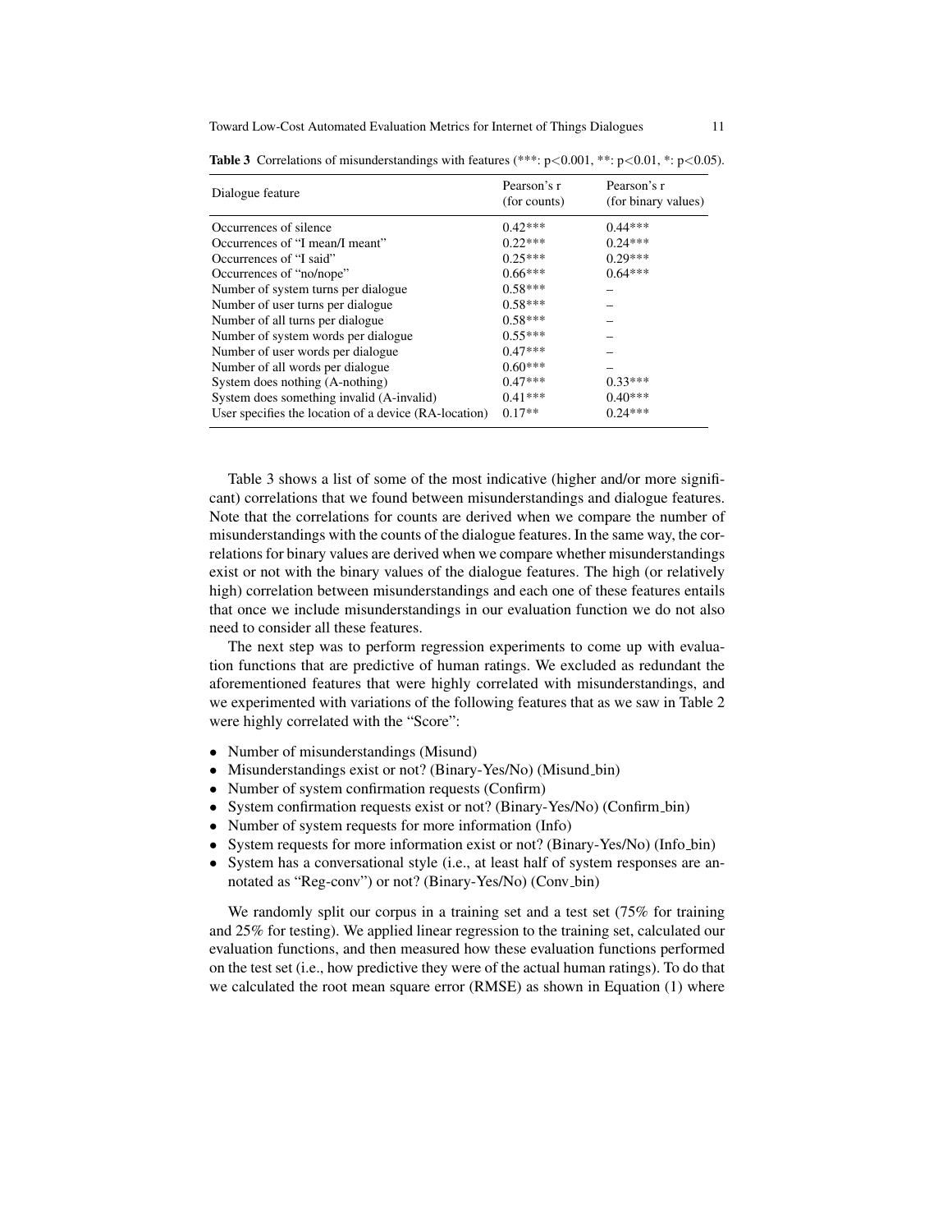**Table 3** Correlations of misunderstandings with features (***: p<0.001, **: p<0.01, *: p<0.05).

| Dialogue feature | Pearson's r (for counts) | Pearson's r (for binary values) |
|---|---|---|
| Occurrences of silence | 0.42*** | 0.44*** |
| Occurrences of "I mean/I meant" | 0.22*** | 0.24*** |
| Occurrences of "I said" | 0.25*** | 0.29*** |
| Occurrences of "no/nope" | 0.66*** | 0.64*** |
| Number of system turns per dialogue | 0.58*** | – |
| Number of user turns per dialogue | 0.58*** | – |
| Number of all turns per dialogue | 0.58*** | – |
| Number of system words per dialogue | 0.55*** | – |
| Number of user words per dialogue | 0.47*** | – |
| Number of all words per dialogue | 0.60*** | – |
| System does nothing (A-nothing) | 0.47*** | 0.33*** |
| System does something invalid (A-invalid) | 0.41*** | 0.40*** |
| User specifies the location of a device (RA-location) | 0.17** | 0.24*** |

Table 3 shows a list of some of the most indicative (higher and/or more significant) correlations that we found between misunderstandings and dialogue features. Note that the correlations for counts are derived when we compare the number of misunderstandings with the counts of the dialogue features. In the same way, the correlations for binary values are derived when we compare whether misunderstandings exist or not with the binary values of the dialogue features. The high (or relatively high) correlation between misunderstandings and each one of these features entails that once we include misunderstandings in our evaluation function we do not also need to consider all these features.

The next step was to perform regression experiments to come up with evaluation functions that are predictive of human ratings. We excluded as redundant the aforementioned features that were highly correlated with misunderstandings, and we experimented with variations of the following features that as we saw in Table 2 were highly correlated with the "Score":

- Number of misunderstandings (Misund)
- Misunderstandings exist or not? (Binary-Yes/No) (Misund_bin)
- Number of system confirmation requests (Confirm)
- System confirmation requests exist or not? (Binary-Yes/No) (Confirm_bin)
- Number of system requests for more information (Info)
- System requests for more information exist or not? (Binary-Yes/No) (Info_bin)
- System has a conversational style (i.e., at least half of system responses are annotated as "Reg-conv") or not? (Binary-Yes/No) (Conv_bin)

We randomly split our corpus in a training set and a test set (75% for training and 25% for testing). We applied linear regression to the training set, calculated our evaluation functions, and then measured how these evaluation functions performed on the test set (i.e., how predictive they were of the actual human ratings). To do that we calculated the root mean square error (RMSE) as shown in Equation (1) where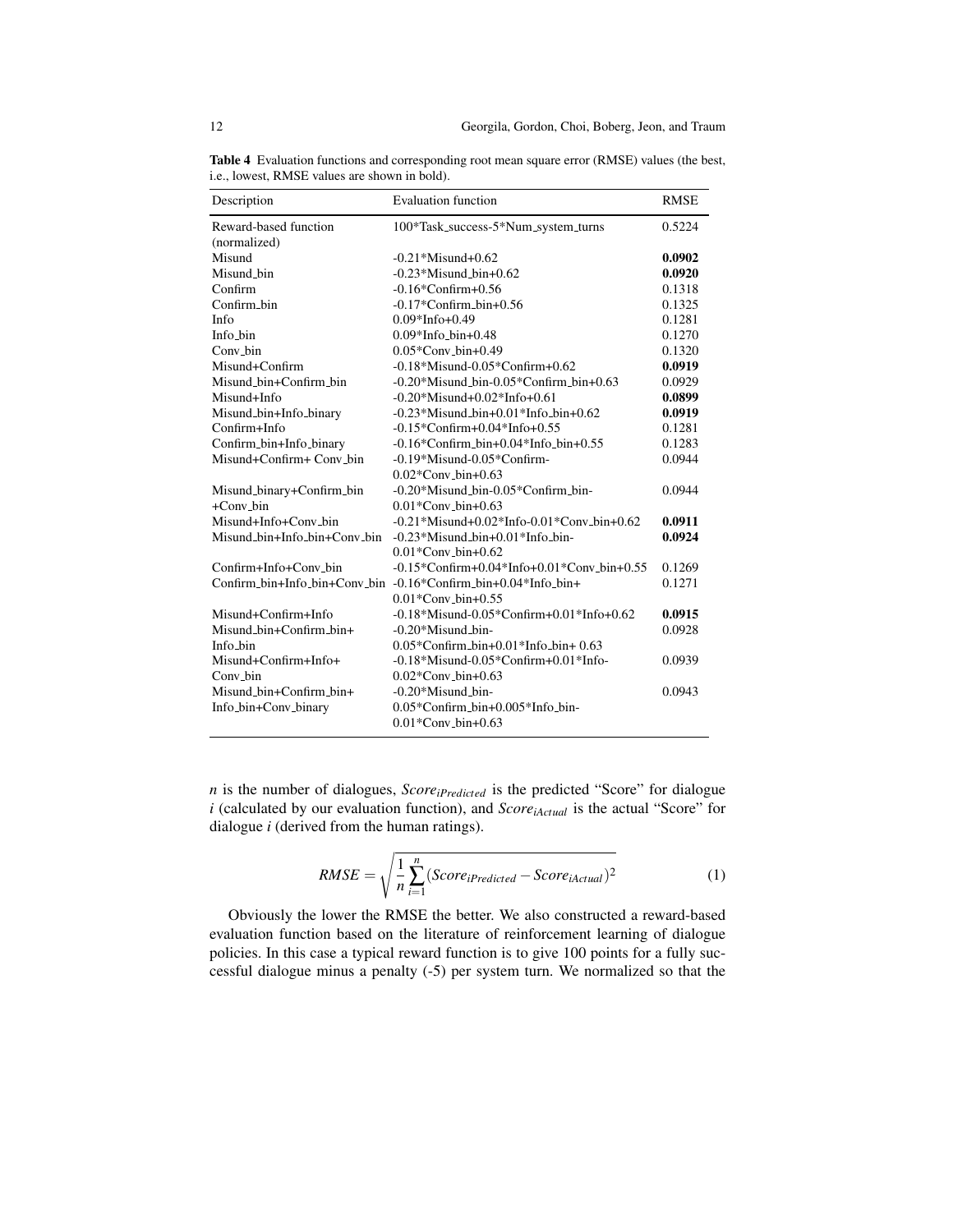**Table 4** Evaluation functions and corresponding root mean square error (RMSE) values (the best, i.e., lowest, RMSE values are shown in bold).

| Description | Evaluation function | RMSE |
|---|---|---|
| Reward-based function (normalized) | 100*Task_success-5*Num_system_turns | 0.5224 |
| Misund | -0.21*Misund+0.62 | **0.0902** |
| Misund_bin | -0.23*Misund_bin+0.62 | **0.0920** |
| Confirm | -0.16*Confirm+0.56 | 0.1318 |
| Confirm_bin | -0.17*Confirm_bin+0.56 | 0.1325 |
| Info | 0.09*Info+0.49 | 0.1281 |
| Info_bin | 0.09*Info_bin+0.48 | 0.1270 |
| Conv_bin | 0.05*Conv_bin+0.49 | 0.1320 |
| Misund+Confirm | -0.18*Misund-0.05*Confirm+0.62 | **0.0919** |
| Misund_bin+Confirm_bin | -0.20*Misund_bin-0.05*Confirm_bin+0.63 | 0.0929 |
| Misund+Info | -0.20*Misund+0.02*Info+0.61 | **0.0899** |
| Misund_bin+Info_binary | -0.23*Misund_bin+0.01*Info_bin+0.62 | **0.0919** |
| Confirm+Info | -0.15*Confirm+0.04*Info+0.55 | 0.1281 |
| Confirm_bin+Info_binary | -0.16*Confirm_bin+0.04*Info_bin+0.55 | 0.1283 |
| Misund+Confirm+ Conv_bin | -0.19*Misund-0.05*Confirm-0.02*Conv_bin+0.63 | 0.0944 |
| Misund_binary+Confirm_bin +Conv_bin | -0.20*Misund_bin-0.05*Confirm_bin-0.01*Conv_bin+0.63 | 0.0944 |
| Misund+Info+Conv_bin | -0.21*Misund+0.02*Info-0.01*Conv_bin+0.62 | **0.0911** |
| Misund_bin+Info_bin+Conv_bin | -0.23*Misund_bin+0.01*Info_bin-0.01*Conv_bin+0.62 | **0.0924** |
| Confirm+Info+Conv_bin | -0.15*Confirm+0.04*Info+0.01*Conv_bin+0.55 | 0.1269 |
| Confirm_bin+Info_bin+Conv_bin | -0.16*Confirm_bin+0.04*Info_bin+0.01*Conv_bin+0.55 | 0.1271 |
| Misund+Confirm+Info | -0.18*Misund-0.05*Confirm+0.01*Info+0.62 | **0.0915** |
| Misund_bin+Confirm_bin+ Info_bin | -0.20*Misund_bin-0.05*Confirm_bin+0.01*Info_bin+ 0.63 | 0.0928 |
| Misund+Confirm+Info+ Conv_bin | -0.18*Misund-0.05*Confirm+0.01*Info-0.02*Conv_bin+0.63 | 0.0939 |
| Misund_bin+Confirm_bin+ Info_bin+Conv_binary | -0.20*Misund_bin-0.05*Confirm_bin+0.005*Info_bin-0.01*Conv_bin+0.63 | 0.0943 |

$n$ is the number of dialogues, $Score_{iPredicted}$ is the predicted "Score" for dialogue $i$ (calculated by our evaluation function), and $Score_{iActual}$ is the actual "Score" for dialogue $i$ (derived from the human ratings).

$$RMSE = \sqrt{\frac{1}{n}\sum_{i=1}^{n}(Score_{iPredicted} - Score_{iActual})^2} \tag{1}$$

Obviously the lower the RMSE the better. We also constructed a reward-based evaluation function based on the literature of reinforcement learning of dialogue policies. In this case a typical reward function is to give 100 points for a fully successful dialogue minus a penalty (-5) per system turn. We normalized so that the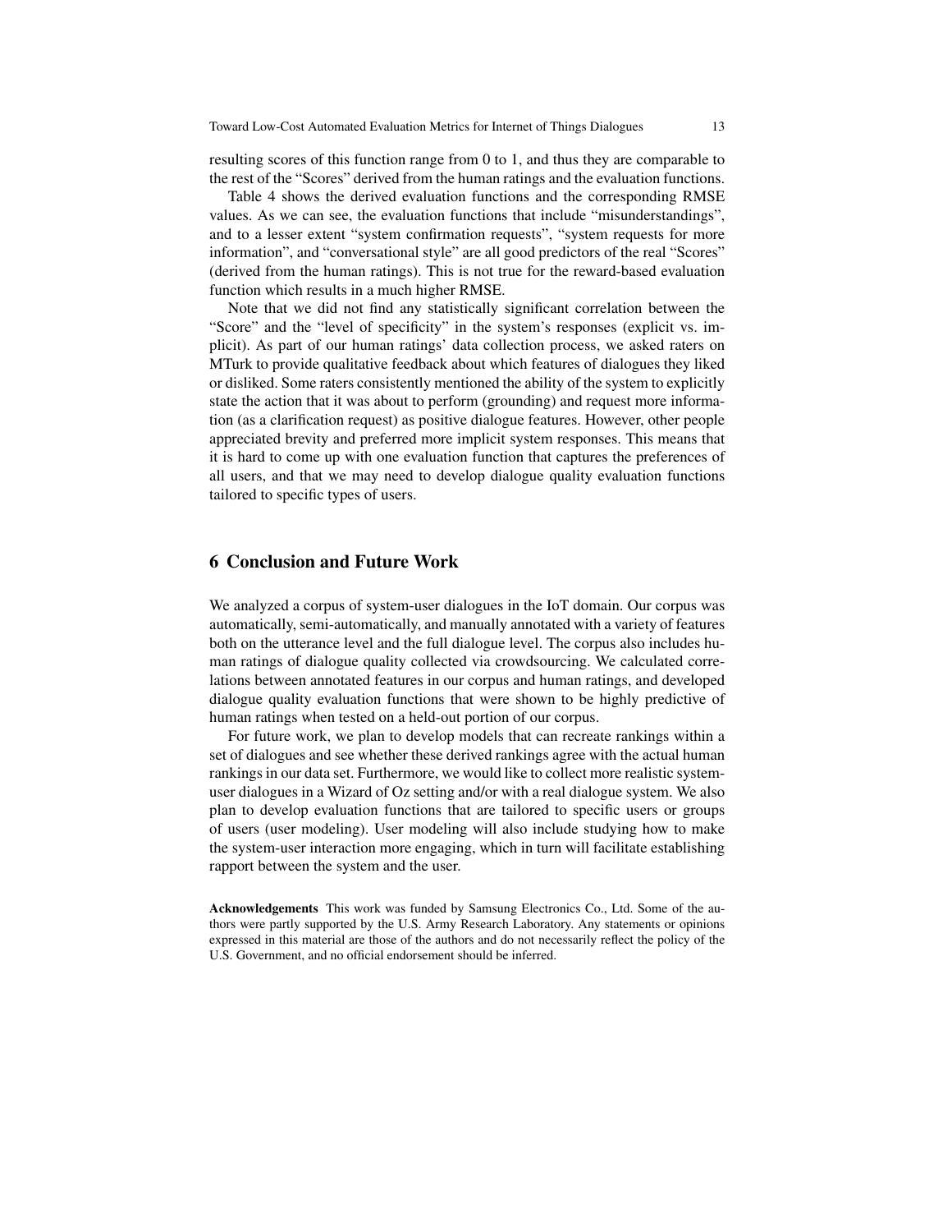resulting scores of this function range from 0 to 1, and thus they are comparable to the rest of the "Scores" derived from the human ratings and the evaluation functions.

Table 4 shows the derived evaluation functions and the corresponding RMSE values. As we can see, the evaluation functions that include "misunderstandings", and to a lesser extent "system confirmation requests", "system requests for more information", and "conversational style" are all good predictors of the real "Scores" (derived from the human ratings). This is not true for the reward-based evaluation function which results in a much higher RMSE.

Note that we did not find any statistically significant correlation between the "Score" and the "level of specificity" in the system's responses (explicit vs. implicit). As part of our human ratings' data collection process, we asked raters on MTurk to provide qualitative feedback about which features of dialogues they liked or disliked. Some raters consistently mentioned the ability of the system to explicitly state the action that it was about to perform (grounding) and request more information (as a clarification request) as positive dialogue features. However, other people appreciated brevity and preferred more implicit system responses. This means that it is hard to come up with one evaluation function that captures the preferences of all users, and that we may need to develop dialogue quality evaluation functions tailored to specific types of users.

## 6 Conclusion and Future Work

We analyzed a corpus of system-user dialogues in the IoT domain. Our corpus was automatically, semi-automatically, and manually annotated with a variety of features both on the utterance level and the full dialogue level. The corpus also includes human ratings of dialogue quality collected via crowdsourcing. We calculated correlations between annotated features in our corpus and human ratings, and developed dialogue quality evaluation functions that were shown to be highly predictive of human ratings when tested on a held-out portion of our corpus.

For future work, we plan to develop models that can recreate rankings within a set of dialogues and see whether these derived rankings agree with the actual human rankings in our data set. Furthermore, we would like to collect more realistic system-user dialogues in a Wizard of Oz setting and/or with a real dialogue system. We also plan to develop evaluation functions that are tailored to specific users or groups of users (user modeling). User modeling will also include studying how to make the system-user interaction more engaging, which in turn will facilitate establishing rapport between the system and the user.

**Acknowledgements** This work was funded by Samsung Electronics Co., Ltd. Some of the authors were partly supported by the U.S. Army Research Laboratory. Any statements or opinions expressed in this material are those of the authors and do not necessarily reflect the policy of the U.S. Government, and no official endorsement should be inferred.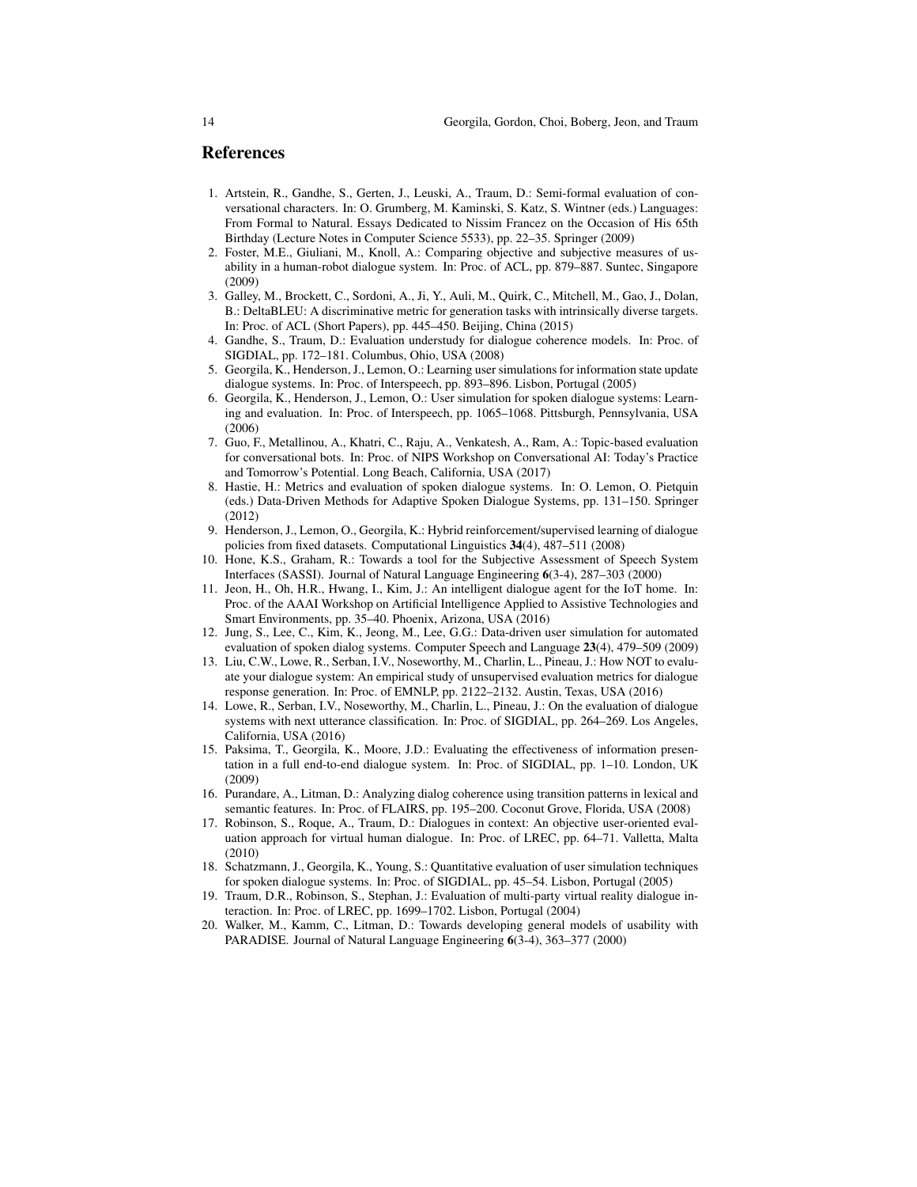## References

1. Artstein, R., Gandhe, S., Gerten, J., Leuski, A., Traum, D.: Semi-formal evaluation of conversational characters. In: O. Grumberg, M. Kaminski, S. Katz, S. Wintner (eds.) Languages: From Formal to Natural. Essays Dedicated to Nissim Francez on the Occasion of His 65th Birthday (Lecture Notes in Computer Science 5533), pp. 22–35. Springer (2009)
2. Foster, M.E., Giuliani, M., Knoll, A.: Comparing objective and subjective measures of usability in a human-robot dialogue system. In: Proc. of ACL, pp. 879–887. Suntec, Singapore (2009)
3. Galley, M., Brockett, C., Sordoni, A., Ji, Y., Auli, M., Quirk, C., Mitchell, M., Gao, J., Dolan, B.: DeltaBLEU: A discriminative metric for generation tasks with intrinsically diverse targets. In: Proc. of ACL (Short Papers), pp. 445–450. Beijing, China (2015)
4. Gandhe, S., Traum, D.: Evaluation understudy for dialogue coherence models. In: Proc. of SIGDIAL, pp. 172–181. Columbus, Ohio, USA (2008)
5. Georgila, K., Henderson, J., Lemon, O.: Learning user simulations for information state update dialogue systems. In: Proc. of Interspeech, pp. 893–896. Lisbon, Portugal (2005)
6. Georgila, K., Henderson, J., Lemon, O.: User simulation for spoken dialogue systems: Learning and evaluation. In: Proc. of Interspeech, pp. 1065–1068. Pittsburgh, Pennsylvania, USA (2006)
7. Guo, F., Metallinou, A., Khatri, C., Raju, A., Venkatesh, A., Ram, A.: Topic-based evaluation for conversational bots. In: Proc. of NIPS Workshop on Conversational AI: Today's Practice and Tomorrow's Potential. Long Beach, California, USA (2017)
8. Hastie, H.: Metrics and evaluation of spoken dialogue systems. In: O. Lemon, O. Pietquin (eds.) Data-Driven Methods for Adaptive Spoken Dialogue Systems, pp. 131–150. Springer (2012)
9. Henderson, J., Lemon, O., Georgila, K.: Hybrid reinforcement/supervised learning of dialogue policies from fixed datasets. Computational Linguistics **34**(4), 487–511 (2008)
10. Hone, K.S., Graham, R.: Towards a tool for the Subjective Assessment of Speech System Interfaces (SASSI). Journal of Natural Language Engineering **6**(3-4), 287–303 (2000)
11. Jeon, H., Oh, H.R., Hwang, I., Kim, J.: An intelligent dialogue agent for the IoT home. In: Proc. of the AAAI Workshop on Artificial Intelligence Applied to Assistive Technologies and Smart Environments, pp. 35–40. Phoenix, Arizona, USA (2016)
12. Jung, S., Lee, C., Kim, K., Jeong, M., Lee, G.G.: Data-driven user simulation for automated evaluation of spoken dialog systems. Computer Speech and Language **23**(4), 479–509 (2009)
13. Liu, C.W., Lowe, R., Serban, I.V., Noseworthy, M., Charlin, L., Pineau, J.: How NOT to evaluate your dialogue system: An empirical study of unsupervised evaluation metrics for dialogue response generation. In: Proc. of EMNLP, pp. 2122–2132. Austin, Texas, USA (2016)
14. Lowe, R., Serban, I.V., Noseworthy, M., Charlin, L., Pineau, J.: On the evaluation of dialogue systems with next utterance classification. In: Proc. of SIGDIAL, pp. 264–269. Los Angeles, California, USA (2016)
15. Paksima, T., Georgila, K., Moore, J.D.: Evaluating the effectiveness of information presentation in a full end-to-end dialogue system. In: Proc. of SIGDIAL, pp. 1–10. London, UK (2009)
16. Purandare, A., Litman, D.: Analyzing dialog coherence using transition patterns in lexical and semantic features. In: Proc. of FLAIRS, pp. 195–200. Coconut Grove, Florida, USA (2008)
17. Robinson, S., Roque, A., Traum, D.: Dialogues in context: An objective user-oriented evaluation approach for virtual human dialogue. In: Proc. of LREC, pp. 64–71. Valletta, Malta (2010)
18. Schatzmann, J., Georgila, K., Young, S.: Quantitative evaluation of user simulation techniques for spoken dialogue systems. In: Proc. of SIGDIAL, pp. 45–54. Lisbon, Portugal (2005)
19. Traum, D.R., Robinson, S., Stephan, J.: Evaluation of multi-party virtual reality dialogue interaction. In: Proc. of LREC, pp. 1699–1702. Lisbon, Portugal (2004)
20. Walker, M., Kamm, C., Litman, D.: Towards developing general models of usability with PARADISE. Journal of Natural Language Engineering **6**(3-4), 363–377 (2000)